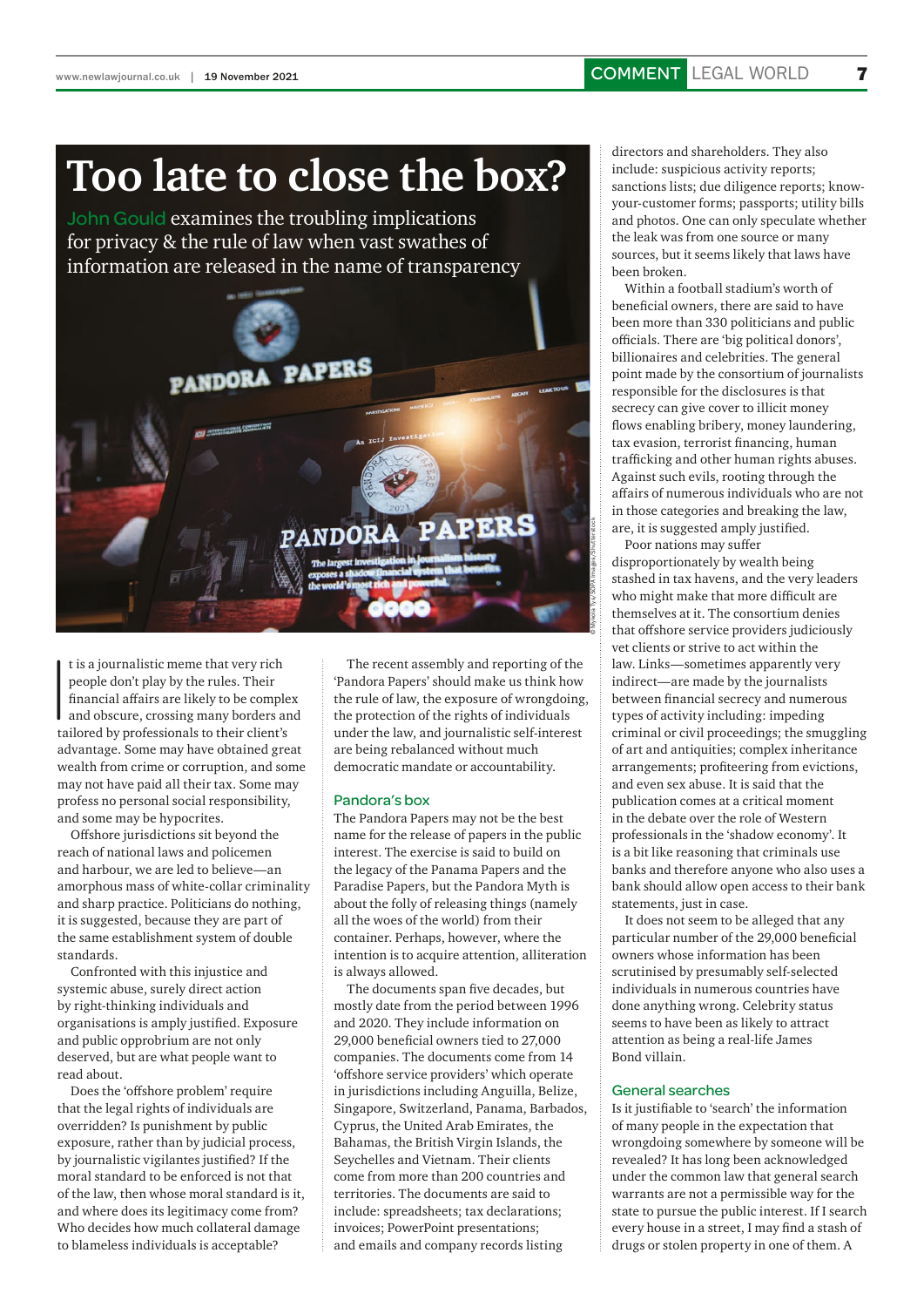# Too late to close the box?

John Gould examines the troubling implications for privacy & the rule of law when vast swathes of information are released in the name of transparency

© Mykola Tys/SOPA Images/Shutterstock

It is a journalistic meme that very rich people don't play by the rules. Their financial affairs are likely to be complex and obscure, crossing many borders and tailored by professionals to their client's advantage. Some may have obtained great wealth from crime or corruption, and some may not have paid all their tax. Some may profess no personal social responsibility, and some may be hypocrites.

Offshore jurisdictions sit beyond the reach of national laws and policemen and harbour, we are led to believe—an amorphous mass of white-collar criminality and sharp practice. Politicians do nothing, it is suggested, because they are part of the same establishment system of double standards.

Confronted with this injustice and systemic abuse, surely direct action by right-thinking individuals and organisations is amply justified. Exposure and public opprobrium are not only deserved, but are what people want to read about.

Does the 'offshore problem' require that the legal rights of individuals are overridden? Is punishment by public exposure, rather than by judicial process, by journalistic vigilantes justified? If the moral standard to be enforced is not that of the law, then whose moral standard is it, and where does its legitimacy come from? Who decides how much collateral damage to blameless individuals is acceptable?

The recent assembly and reporting of the 'Pandora Papers' should make us think how the rule of law, the exposure of wrongdoing, the protection of the rights of individuals under the law, and journalistic self-interest are being rebalanced without much democratic mandate or accountability.

## Pandora's box

The Pandora Papers may not be the best name for the release of papers in the public interest. The exercise is said to build on the legacy of the Panama Papers and the Paradise Papers, but the Pandora Myth is about the folly of releasing things (namely all the woes of the world) from their container. Perhaps, however, where the intention is to acquire attention, alliteration is always allowed.

The documents span five decades, but mostly date from the period between 1996 and 2020. They include information on 29,000 beneficial owners tied to 27,000 companies. The documents come from 14 'offshore service providers' which operate in jurisdictions including Anguilla, Belize, Singapore, Switzerland, Panama, Barbados, Cyprus, the United Arab Emirates, the Bahamas, the British Virgin Islands, the Seychelles and Vietnam. Their clients come from more than 200 countries and territories. The documents are said to include: spreadsheets; tax declarations; invoices; PowerPoint presentations; and emails and company records listing directors and shareholders. They also include: suspicious activity reports; sanctions lists; due diligence reports; know-your-customer forms; passports; utility bills and photos. One can only speculate whether the leak was from one source or many sources, but it seems likely that laws have been broken.

Within a football stadium's worth of beneficial owners, there are said to have been more than 330 politicians and public officials. There are 'big political donors', billionaires and celebrities. The general point made by the consortium of journalists responsible for the disclosures is that secrecy can give cover to illicit money flows enabling bribery, money laundering, tax evasion, terrorist financing, human trafficking and other human rights abuses. Against such evils, rooting through the affairs of numerous individuals who are not in those categories and breaking the law, are, it is suggested amply justified.

Poor nations may suffer disproportionately by wealth being stashed in tax havens, and the very leaders who might make that more difficult are themselves at it. The consortium denies that offshore service providers judiciously vet clients or strive to act within the law. Links—sometimes apparently very indirect—are made by the journalists between financial secrecy and numerous types of activity including: impeding criminal or civil proceedings; the smuggling of art and antiquities; complex inheritance arrangements; profiteering from evictions, and even sex abuse. It is said that the publication comes at a critical moment in the debate over the role of Western professionals in the 'shadow economy'. It is a bit like reasoning that criminals use banks and therefore anyone who also uses a bank should allow open access to their bank statements, just in case.

It does not seem to be alleged that any particular number of the 29,000 beneficial owners whose information has been scrutinised by presumably self-selected individuals in numerous countries have done anything wrong. Celebrity status seems to have been as likely to attract attention as being a real-life James Bond villain.

## General searches

Is it justifiable to 'search' the information of many people in the expectation that wrongdoing somewhere by someone will be revealed? It has long been acknowledged under the common law that general search warrants are not a permissible way for the state to pursue the public interest. If I search every house in a street, I may find a stash of drugs or stolen property in one of them. A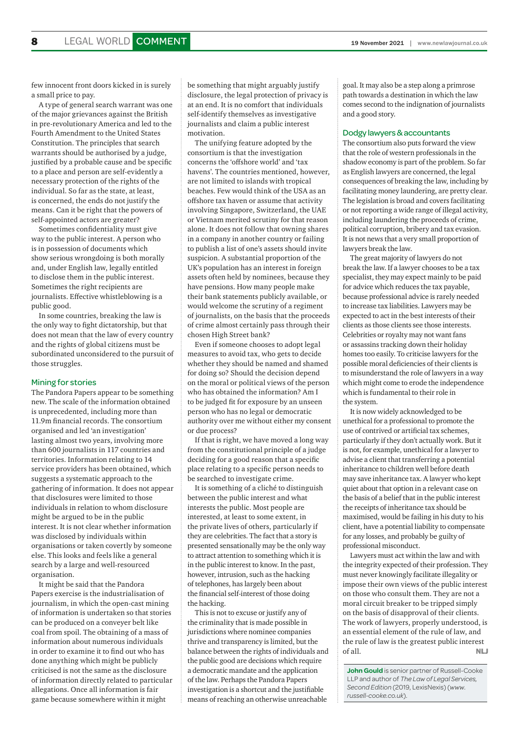few innocent front doors kicked in is surely a small price to pay.

A type of general search warrant was one of the major grievances against the British in pre-revolutionary America and led to the Fourth Amendment to the United States Constitution. The principles that search warrants should be authorised by a judge, justified by a probable cause and be specific to a place and person are self-evidently a necessary protection of the rights of the individual. So far as the state, at least, is concerned, the ends do not justify the means. Can it be right that the powers of self-appointed actors are greater?

Sometimes confidentiality must give way to the public interest. A person who is in possession of documents which show serious wrongdoing is both morally and, under English law, legally entitled to disclose them in the public interest. Sometimes the right recipients are journalists. Effective whistleblowing is a public good.

In some countries, breaking the law is the only way to fight dictatorship, but that does not mean that the law of every country and the rights of global citizens must be subordinated unconsidered to the pursuit of those struggles.

## Mining for stories

The Pandora Papers appear to be something new. The scale of the information obtained is unprecedented, including more than 11.9m financial records. The consortium organised and led 'an investigation' lasting almost two years, involving more than 600 journalists in 117 countries and territories. Information relating to 14 service providers has been obtained, which suggests a systematic approach to the gathering of information. It does not appear that disclosures were limited to those individuals in relation to whom disclosure might be argued to be in the public interest. It is not clear whether information was disclosed by individuals within organisations or taken covertly by someone else. This looks and feels like a general search by a large and well-resourced organisation.

It might be said that the Pandora Papers exercise is the industrialisation of journalism, in which the open-cast mining of information is undertaken so that stories can be produced on a conveyer belt like coal from spoil. The obtaining of a mass of information about numerous individuals in order to examine it to find out who has done anything which might be publicly criticised is not the same as the disclosure of information directly related to particular allegations. Once all information is fair game because somewhere within it might be something that might arguably justify disclosure, the legal protection of privacy is at an end. It is no comfort that individuals self-identify themselves as investigative journalists and claim a public interest motivation.

The unifying feature adopted by the consortium is that the investigation concerns the 'offshore world' and 'tax havens'. The countries mentioned, however, are not limited to islands with tropical beaches. Few would think of the USA as an offshore tax haven or assume that activity involving Singapore, Switzerland, the UAE or Vietnam merited scrutiny for that reason alone. It does not follow that owning shares in a company in another country or failing to publish a list of one's assets should invite suspicion. A substantial proportion of the UK's population has an interest in foreign assets often held by nominees, because they have pensions. How many people make their bank statements publicly available, or would welcome the scrutiny of a regiment of journalists, on the basis that the proceeds of crime almost certainly pass through their chosen High Street bank?

Even if someone chooses to adopt legal measures to avoid tax, who gets to decide whether they should be named and shamed for doing so? Should the decision depend on the moral or political views of the person who has obtained the information? Am I to be judged fit for exposure by an unseen person who has no legal or democratic authority over me without either my consent or due process?

If that is right, we have moved a long way from the constitutional principle of a judge deciding for a good reason that a specific place relating to a specific person needs to be searched to investigate crime.

It is something of a cliché to distinguish between the public interest and what interests the public. Most people are interested, at least to some extent, in the private lives of others, particularly if they are celebrities. The fact that a story is presented sensationally may be the only way to attract attention to something which it is in the public interest to know. In the past, however, intrusion, such as the hacking of telephones, has largely been about the financial self-interest of those doing the hacking.

This is not to excuse or justify any of the criminality that is made possible in jurisdictions where nominee companies thrive and transparency is limited, but the balance between the rights of individuals and the public good are decisions which require a democratic mandate and the application of the law. Perhaps the Pandora Papers investigation is a shortcut and the justifiable means of reaching an otherwise unreachable goal. It may also be a step along a primrose path towards a destination in which the law comes second to the indignation of journalists and a good story.

## Dodgy lawyers & accountants

The consortium also puts forward the view that the role of western professionals in the shadow economy is part of the problem. So far as English lawyers are concerned, the legal consequences of breaking the law, including by facilitating money laundering, are pretty clear. The legislation is broad and covers facilitating or not reporting a wide range of illegal activity, including laundering the proceeds of crime, political corruption, bribery and tax evasion. It is not news that a very small proportion of lawyers break the law.

The great majority of lawyers do not break the law. If a lawyer chooses to be a tax specialist, they may expect mainly to be paid for advice which reduces the tax payable, because professional advice is rarely needed to increase tax liabilities. Lawyers may be expected to act in the best interests of their clients as those clients see those interests. Celebrities or royalty may not want fans or assassins tracking down their holiday homes too easily. To criticise lawyers for the possible moral deficiencies of their clients is to misunderstand the role of lawyers in a way which might come to erode the independence which is fundamental to their role in the system.

It is now widely acknowledged to be unethical for a professional to promote the use of contrived or artificial tax schemes, particularly if they don't actually work. But it is not, for example, unethical for a lawyer to advise a client that transferring a potential inheritance to children well before death may save inheritance tax. A lawyer who kept quiet about that option in a relevant case on the basis of a belief that in the public interest the receipts of inheritance tax should be maximised, would be failing in his duty to his client, have a potential liability to compensate for any losses, and probably be guilty of professional misconduct.

Lawyers must act within the law and with the integrity expected of their profession. They must never knowingly facilitate illegality or impose their own views of the public interest on those who consult them. They are not a moral circuit breaker to be tripped simply on the basis of disapproval of their clients. The work of lawyers, properly understood, is an essential element of the rule of law, and the rule of law is the greatest public interest of all. **NLJ**

**John Gould** is senior partner of Russell-Cooke LLP and author of *The Law of Legal Services, Second Edition* (2019, LexisNexis) (*www.russell-cooke.co.uk*).